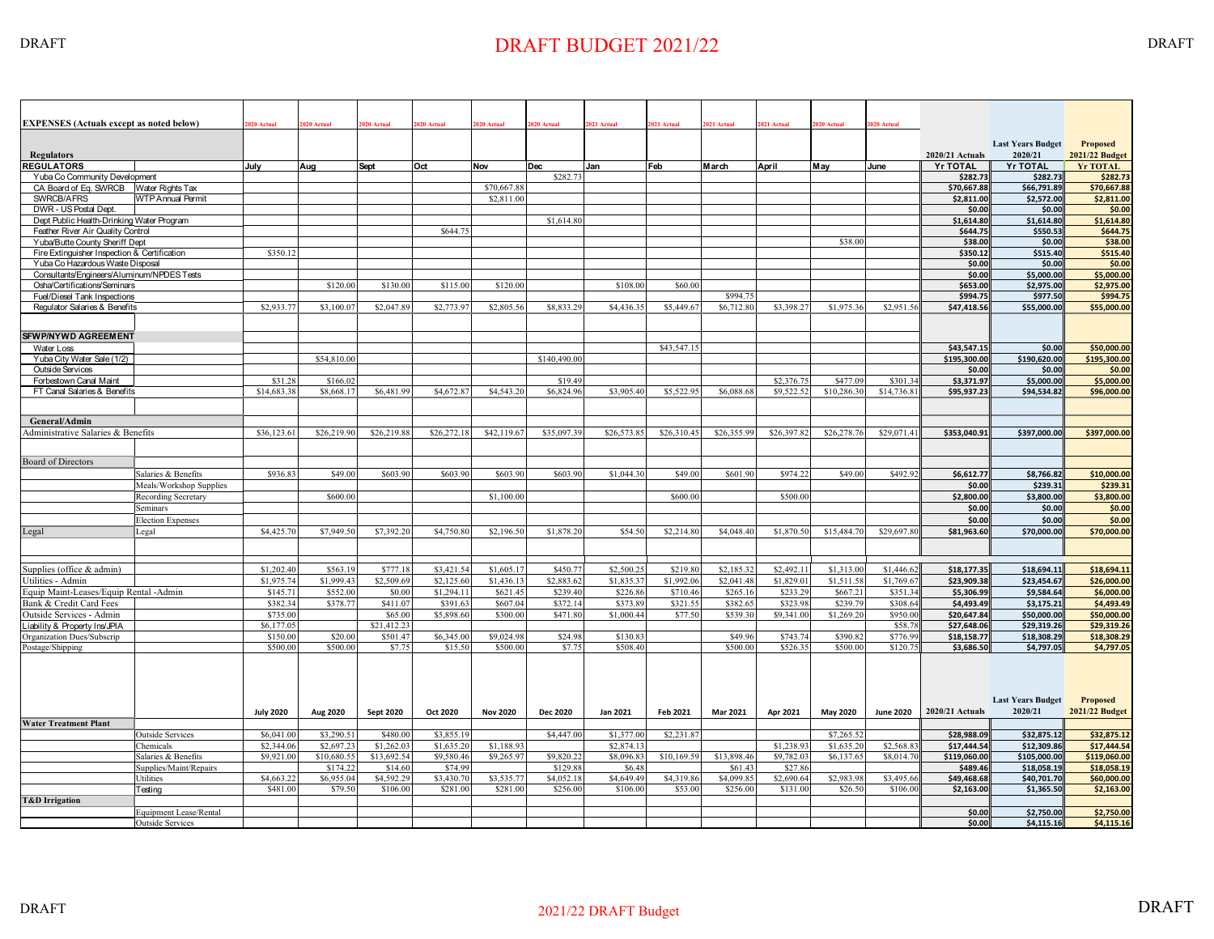# DRAFT BUDGET 2021/22

| EXPENSES (Actuals except as noted below) | | 2020 Actual | 2020 Actual | 2020 Actual | 2020 Actual | 2020 Actual | 2020 Actual | 2021 Actual | 2021 Actual | 2021 Actual | 2021 Actual | 2020 Actual | 2020 Actual | 2020/21 Actuals | Last Years Budget 2020/21 | Proposed 2021/22 Budget |
|---|---|---|---|---|---|---|---|---|---|---|---|---|---|---|---|---|
| Regulators | | | | | | | | | | | | | | | | |
| **REGULATORS** | | July | Aug | Sept | Oct | Nov | Dec | Jan | Feb | March | April | May | June | **Yr TOTAL** | **Yr TOTAL** | **Yr TOTAL** |
| Yuba Co Community Development | | | | | | | $282.73 | | | | | | | $282.73 | $282.73 | $282.73 |
| CA Board of Eq. SWRCB | Water Rights Tax | | | | | $70,667.88 | | | | | | | | $70,667.88 | $66,791.89 | $70,667.88 |
| SWRCB/AFRS | WTP Annual Permit | | | | | $2,811.00 | | | | | | | | $2,811.00 | $2,572.00 | $2,811.00 |
| DWR - US Postal Dept. | | | | | | | | | | | | | | $0.00 | $0.00 | $0.00 |
| Dept Public Health-Drinking Water Program | | | | | | | $1,614.80 | | | | | | | $1,614.80 | $1,614.80 | $1,614.80 |
| Feather River Air Quality Control | | | | | $644.75 | | | | | | | | | $644.75 | $550.53 | $644.75 |
| Yuba/Butte County Sheriff Dept | | | | | | | | | | | | $38.00 | | $38.00 | $0.00 | $38.00 |
| Fire Extinguisher Inspection & Certification | | $350.12 | | | | | | | | | | | | $350.12 | $515.40 | $515.40 |
| Yuba Co Hazardous Waste Disposal | | | | | | | | | | | | | | $0.00 | $0.00 | $0.00 |
| Consultants/Engineers/Aluminum/NPDES Tests | | | | | | | | | | | | | | $0.00 | $5,000.00 | $5,000.00 |
| Osha/Certifications/Seminars | | | $120.00 | $130.00 | $115.00 | $120.00 | | $108.00 | $60.00 | | | | | $653.00 | $2,975.00 | $2,975.00 |
| Fuel/Diesel Tank Inspections | | | | | | | | | | $994.75 | | | | $994.75 | $977.50 | $994.75 |
| Regulator Salaries & Benefits | | $2,933.77 | $3,100.07 | $2,047.89 | $2,773.97 | $2,805.56 | $8,833.29 | $4,436.35 | $5,449.67 | $6,712.80 | $3,398.27 | $1,975.36 | $2,951.56 | $47,418.56 | $55,000.00 | $55,000.00 |
| **SFWP/NYWD AGREEMENT** | | | | | | | | | | | | | | | | |
| Water Loss | | | | | | | | | $43,547.15 | | | | | $43,547.15 | $0.00 | $50,000.00 |
| Yuba City Water Sale (1/2) | | | $54,810.00 | | | | $140,490.00 | | | | | | | $195,300.00 | $190,620.00 | $195,300.00 |
| Outside Services | | | | | | | | | | | | | | $0.00 | $0.00 | $0.00 |
| Forbestown Canal Maint | | $31.28 | $166.02 | | | | $19.49 | | | | $2,376.75 | $477.09 | $301.34 | $3,371.97 | $5,000.00 | $5,000.00 |
| FT Canal Salaries & Benefits | | $14,683.38 | $8,668.17 | $6,481.99 | $4,672.87 | $4,543.20 | $6,824.96 | $3,905.40 | $5,522.95 | $6,088.68 | $9,522.52 | $10,286.30 | $14,736.81 | $95,937.23 | $94,534.82 | $96,000.00 |
| **General/Admin** | | | | | | | | | | | | | | | | |
| Administrative Salaries & Benefits | | $36,123.61 | $26,219.90 | $26,219.88 | $26,272.18 | $42,119.67 | $35,097.39 | $26,573.85 | $26,310.45 | $26,355.99 | $26,397.82 | $26,278.76 | $29,071.41 | $353,040.91 | $397,000.00 | $397,000.00 |
| Board of Directors | | | | | | | | | | | | | | | | |
| | Salaries & Benefits | $936.83 | $49.00 | $603.90 | $603.90 | $603.90 | $603.90 | $1,044.30 | $49.00 | $601.90 | $974.22 | $49.00 | $492.92 | $6,612.77 | $8,766.82 | $10,000.00 |
| | Meals/Workshop Supplies | | | | | | | | | | | | | $0.00 | $239.31 | $239.31 |
| | Recording Secretary | | $600.00 | | | $1,100.00 | | | $600.00 | | $500.00 | | | $2,800.00 | $3,800.00 | $3,800.00 |
| | Seminars | | | | | | | | | | | | | $0.00 | $0.00 | $0.00 |
| | Election Expenses | | | | | | | | | | | | | $0.00 | $0.00 | $0.00 |
| Legal | Legal | $4,425.70 | $7,949.50 | $7,392.20 | $4,750.80 | $2,196.50 | $1,878.20 | $54.50 | $2,214.80 | $4,048.40 | $1,870.50 | $15,484.70 | $29,697.80 | $81,963.60 | $70,000.00 | $70,000.00 |
| Supplies (office & admin) | | $1,202.40 | $563.19 | $777.18 | $3,421.54 | $1,605.17 | $450.77 | $2,500.25 | $219.80 | $2,185.32 | $2,492.11 | $1,313.00 | $1,446.62 | $18,177.35 | $18,694.11 | $18,694.11 |
| Utilities - Admin | | $1,975.74 | $1,999.43 | $2,509.69 | $2,125.60 | $1,436.13 | $2,883.62 | $1,835.37 | $1,992.06 | $2,041.48 | $1,829.01 | $1,511.58 | $1,769.67 | $23,909.38 | $23,454.67 | $26,000.00 |
| Equip Maint-Leases/Equip Rental -Admin | | $145.71 | $552.00 | $0.00 | $1,294.11 | $621.45 | $239.40 | $226.86 | $710.46 | $265.16 | $233.29 | $667.21 | $351.34 | $5,306.99 | $9,584.64 | $6,000.00 |
| Bank & Credit Card Fees | | $382.34 | $378.77 | $411.07 | $391.63 | $607.04 | $372.14 | $373.89 | $321.55 | $382.65 | $323.98 | $239.79 | $308.64 | $4,493.49 | $3,175.21 | $4,493.49 |
| Outside Services - Admin | | $735.00 | | $65.00 | $5,898.60 | $300.00 | $471.80 | $1,000.44 | $77.50 | $539.30 | $9,341.00 | $1,269.20 | $950.00 | $20,647.84 | $50,000.00 | $50,000.00 |
| Liability & Property Ins/JPIA | | $6,177.05 | | $21,412.23 | | | | | | | | | $58.78 | $27,648.06 | $29,319.26 | $29,319.26 |
| Organization Dues/Subscrip | | $150.00 | $20.00 | $501.47 | $6,345.00 | $9,024.98 | $24.98 | $130.83 | | $49.96 | $743.74 | $390.82 | $776.99 | $18,158.77 | $18,308.29 | $18,308.29 |
| Postage/Shipping | | $500.00 | $500.00 | $7.75 | $15.50 | $500.00 | $7.75 | $508.40 | | $500.00 | $526.35 | $500.00 | $120.75 | $3,686.50 | $4,797.05 | $4,797.05 |

| | | July 2020 | Aug 2020 | Sept 2020 | Oct 2020 | Nov 2020 | Dec 2020 | Jan 2021 | Feb 2021 | Mar 2021 | Apr 2021 | May 2020 | June 2020 | 2020/21 Actuals | Last Years Budget 2020/21 | Proposed 2021/22 Budget |
|---|---|---|---|---|---|---|---|---|---|---|---|---|---|---|---|---|
| **Water Treatment Plant** | | | | | | | | | | | | | | | | |
| | Outside Services | $6,041.00 | $3,290.51 | $480.00 | $3,855.19 | | $4,447.00 | $1,377.00 | $2,231.87 | | | $7,265.52 | | $28,988.09 | $32,875.12 | $32,875.12 |
| | Chemicals | $2,344.06 | $2,697.23 | $1,262.03 | $1,635.20 | $1,188.93 | | $2,874.13 | | | $1,238.93 | $1,635.20 | $2,568.83 | $17,444.54 | $12,309.86 | $17,444.54 |
| | Salaries & Benefits | $9,921.00 | $10,680.55 | $13,692.54 | $9,580.46 | $9,265.97 | $9,820.22 | $8,096.83 | $10,169.59 | $13,898.46 | $9,782.03 | $6,137.65 | $8,014.70 | $119,060.00 | $105,000.00 | $119,060.00 |
| | Supplies/Maint/Repairs | | $174.22 | $14.60 | $74.99 | | $129.88 | $6.48 | | $61.43 | $27.86 | | | $489.46 | $18,058.19 | $18,058.19 |
| | Utilities | $4,663.22 | $6,955.04 | $4,592.29 | $3,430.70 | $3,535.77 | $4,052.18 | $4,649.49 | $4,319.86 | $4,099.85 | $2,690.64 | $2,983.98 | $3,495.66 | $49,468.68 | $40,701.70 | $60,000.00 |
| | Testing | $481.00 | $79.50 | $106.00 | $281.00 | $281.00 | $256.00 | $106.00 | $53.00 | $256.00 | $131.00 | $26.50 | $106.00 | $2,163.00 | $1,365.50 | $2,163.00 |
| **T&D Irrigation** | | | | | | | | | | | | | | | | |
| | Equipment Lease/Rental | | | | | | | | | | | | | $0.00 | $2,750.00 | $2,750.00 |
| | Outside Services | | | | | | | | | | | | | $0.00 | $4,115.16 | $4,115.16 |

2021/22 DRAFT Budget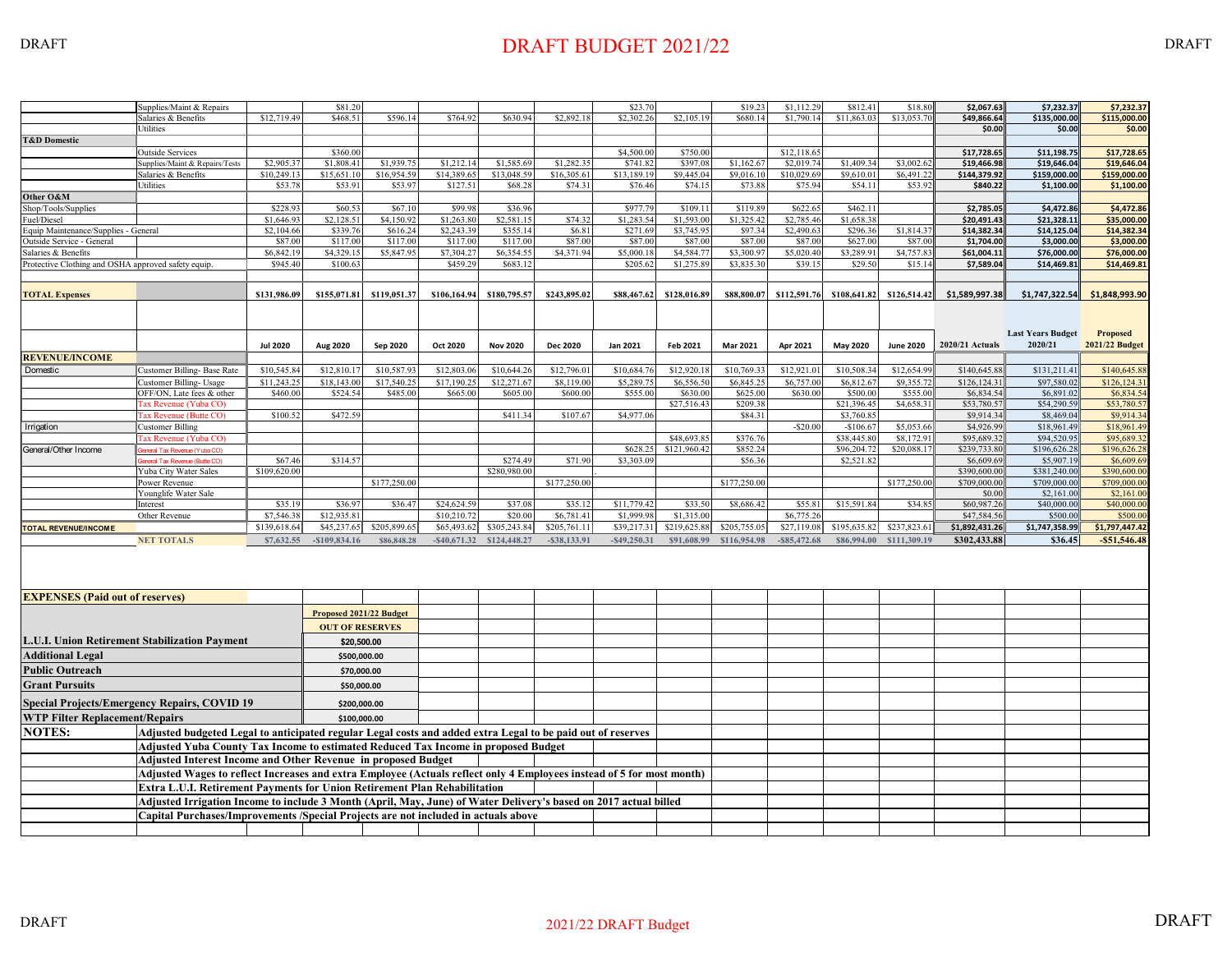| | | Jul 2020 | Aug 2020 | Sep 2020 | Oct 2020 | Nov 2020 | Dec 2020 | Jan 2021 | Feb 2021 | Mar 2021 | Apr 2021 | May 2020 | June 2020 | 2020/21 Actuals | Last Years Budget 2020/21 | Proposed 2021/22 Budget |
|---|---|---|---|---|---|---|---|---|---|---|---|---|---|---|---|---|
| | Supplies/Maint & Repairs | | $81.20 | | | | | $23.70 | | $19.23 | $1,112.29 | $812.41 | $18.80 | $2,067.63 | $7,232.37 | $7,232.37 |
| | Salaries & Benefits | $12,719.49 | $468.51 | $596.14 | $764.92 | $630.94 | $2,892.18 | $2,302.26 | $2,105.19 | $680.14 | $1,790.14 | $11,863.03 | $13,053.70 | $49,866.64 | $135,000.00 | $115,000.00 |
| | Utilities | | | | | | | | | | | | | $0.00 | $0.00 | $0.00 |
| **T&D Domestic** | | | | | | | | | | | | | | | | |
| | Outside Services | | $360.00 | | | | | $4,500.00 | $750.00 | | $12,118.65 | | | $17,728.65 | $11,198.75 | $17,728.65 |
| | Supplies/Maint & Repairs/Tests | $2,905.37 | $1,808.41 | $1,939.75 | $1,212.14 | $1,585.69 | $1,282.35 | $741.82 | $397.08 | $1,162.67 | $2,019.74 | $1,409.34 | $3,002.62 | $19,466.98 | $19,646.04 | $19,646.04 |
| | Salaries & Benefits | $10,249.13 | $15,651.10 | $16,954.59 | $14,389.65 | $13,048.59 | $16,305.61 | $13,189.19 | $9,445.04 | $9,016.10 | $10,029.69 | $9,610.01 | $6,491.22 | $144,379.92 | $159,000.00 | $159,000.00 |
| | Utilities | $53.78 | $53.91 | $53.97 | $127.51 | $68.28 | $74.31 | $76.46 | $74.15 | $73.88 | $75.94 | $54.11 | $53.92 | $840.22 | $1,100.00 | $1,100.00 |
| **Other O&M** | | | | | | | | | | | | | | | | |
| Shop/Tools/Supplies | | $228.93 | $60.53 | $67.10 | $99.98 | $36.96 | | $977.79 | $109.11 | $119.89 | $622.65 | $462.11 | | $2,785.05 | $4,472.86 | $4,472.86 |
| Fuel/Diesel | | $1,646.93 | $2,128.51 | $4,150.92 | $1,263.80 | $2,581.15 | $74.32 | $1,283.54 | $1,593.00 | $1,325.42 | $2,785.46 | $1,658.38 | | $20,491.43 | $21,328.11 | $35,000.00 |
| Equip Maintenance/Supplies - General | | $2,104.66 | $339.76 | $616.24 | $2,243.39 | $355.14 | $6.81 | $271.69 | $3,745.95 | $97.34 | $2,490.63 | $296.36 | $1,814.37 | $14,382.34 | $14,125.04 | $14,382.34 |
| Outside Service - General | | $87.00 | $117.00 | $117.00 | $117.00 | $117.00 | $87.00 | $87.00 | $87.00 | $87.00 | $87.00 | $627.00 | $87.00 | $1,704.00 | $3,000.00 | $3,000.00 |
| Salaries & Benefits | | $6,842.19 | $4,329.15 | $5,847.95 | $7,304.27 | $6,354.55 | $4,371.94 | $5,000.18 | $4,584.77 | $3,300.97 | $5,020.40 | $3,289.91 | $4,757.83 | $61,004.11 | $76,000.00 | $76,000.00 |
| Protective Clothing and OSHA approved safety equip. | | $945.40 | $100.63 | | $459.29 | $683.12 | | $205.62 | $1,275.89 | $3,835.30 | $39.15 | $29.50 | $15.14 | $7,589.04 | $14,469.81 | $14,469.81 |
| **TOTAL Expenses** | | $131,986.09 | $155,071.81 | $119,051.37 | $106,164.94 | $180,795.57 | $243,895.02 | $88,467.62 | $128,016.89 | $88,800.07 | $112,591.76 | $108,641.82 | $126,514.42 | $1,589,997.38 | $1,747,322.54 | $1,848,993.90 |
| | | **Jul 2020** | **Aug 2020** | **Sep 2020** | **Oct 2020** | **Nov 2020** | **Dec 2020** | **Jan 2021** | **Feb 2021** | **Mar 2021** | **Apr 2021** | **May 2020** | **June 2020** | **2020/21 Actuals** | **Last Years Budget 2020/21** | **Proposed 2021/22 Budget** |
| **REVENUE/INCOME** | | | | | | | | | | | | | | | | |
| Domestic | Customer Billing- Base Rate | $10,545.84 | $12,810.17 | $10,587.93 | $12,803.06 | $10,644.26 | $12,796.01 | $10,684.76 | $12,920.18 | $10,769.33 | $12,921.01 | $10,508.34 | $12,654.99 | $140,645.88 | $131,211.41 | $140,645.88 |
| | Customer Billing- Usage | $11,243.25 | $18,143.00 | $17,540.25 | $17,190.25 | $12,271.67 | $8,119.00 | $5,289.75 | $6,556.50 | $6,845.25 | $6,757.00 | $6,812.67 | $9,355.72 | $126,124.31 | $97,580.02 | $126,124.31 |
| | OFF/ON, Late fees & other | $460.00 | $524.54 | $485.00 | $665.00 | $605.00 | $600.00 | $555.00 | $630.00 | $625.00 | $630.00 | $500.00 | $555.00 | $6,834.54 | $6,891.02 | $6,834.54 |
| | Tax Revenue (Yuba CO) | | | | | | | | $27,516.43 | $209.38 | | $21,396.45 | $4,658.31 | $53,780.57 | $54,290.59 | $53,780.57 |
| | Tax Revenue (Butte CO) | $100.52 | $472.59 | | | $411.34 | $107.67 | $4,977.06 | | $84.31 | | $3,760.85 | | $9,914.34 | $8,469.04 | $9,914.34 |
| Irrigation | Customer Billing | | | | | | | | | | -$20.00 | -$106.67 | $5,053.66 | $4,926.99 | $18,961.49 | $18,961.49 |
| | Tax Revenue (Yuba CO) | | | | | | | | $48,693.85 | $376.76 | | $38,445.80 | $8,172.91 | $95,689.32 | $94,520.95 | $95,689.32 |
| General/Other Income | General Tax Revenue (Yuba CO) | | | | | | | $628.25 | $121,960.42 | $852.24 | | $96,204.72 | $20,088.17 | $239,733.80 | $196,626.28 | $196,626.28 |
| | General Tax Revenue (Butte CO) | $67.46 | $314.57 | | | $274.49 | $71.90 | $3,303.09 | | $56.36 | | $2,521.82 | | $6,609.69 | $5,907.19 | $6,609.69 |
| | Yuba City Water Sales | $109,620.00 | | | | $280,980.00 | | | | | | | | $390,600.00 | $381,240.00 | $390,600.00 |
| | Power Revenue | | | $177,250.00 | | | $177,250.00 | | | $177,250.00 | | | $177,250.00 | $709,000.00 | $709,000.00 | $709,000.00 |
| | Younglife Water Sale | | | | | | | | | | | | | $0.00 | $2,161.00 | $2,161.00 |
| | Interest | $35.19 | $36.97 | $36.47 | $24,624.59 | $37.08 | $35.12 | $11,779.42 | $33.50 | $8,686.42 | $55.81 | $15,591.84 | $34.85 | $60,987.26 | $40,000.00 | $40,000.00 |
| | Other Revenue | $7,546.38 | $12,935.81 | | $10,210.72 | $20.00 | $6,781.41 | $1,999.98 | $1,315.00 | | $6,775.26 | | | $47,584.56 | $500.00 | $500.00 |
| **TOTAL REVENUE/INCOME** | | $139,618.64 | $45,237.65 | $205,899.65 | $65,493.62 | $305,243.84 | $205,761.11 | $39,217.31 | $219,625.88 | $205,755.05 | $27,119.08 | $195,635.82 | $237,823.61 | $1,892,431.26 | $1,747,358.99 | $1,797,447.42 |
| | **NET TOTALS** | $7,632.55 | -$109,834.16 | $86,848.28 | -$40,671.32 | $124,448.27 | -$38,133.91 | -$49,250.31 | $91,608.99 | $116,954.98 | -$85,472.68 | $86,994.00 | $111,309.19 | $302,433.88 | $36.45 | -$51,546.48 |

| **EXPENSES (Paid out of reserves)** | **Proposed 2021/22 Budget OUT OF RESERVES** |
|---|---|
| **L.U.I. Union Retirement Stabilization Payment** | $20,500.00 |
| **Additional Legal** | $500,000.00 |
| **Public Outreach** | $70,000.00 |
| **Grant Pursuits** | $50,000.00 |
| **Special Projects/Emergency Repairs, COVID 19** | $200,000.00 |
| **WTP Filter Replacement/Repairs** | $100,000.00 |

**NOTES:**

- **Adjusted budgeted Legal to anticipated regular Legal costs and added extra Legal to be paid out of reserves**
- **Adjusted Yuba County Tax Income to estimated Reduced Tax Income in proposed Budget**
- **Adjusted Interest Income and Other Revenue in proposed Budget**
- **Adjusted Wages to reflect Increases and extra Employee (Actuals reflect only 4 Employees instead of 5 for most month)**
- **Extra L.U.I. Retirement Payments for Union Retirement Plan Rehabilitation**
- **Adjusted Irrigation Income to include 3 Month (April, May, June) of Water Delivery's based on 2017 actual billed**
- **Capital Purchases/Improvements /Special Projects are not included in actuals above**